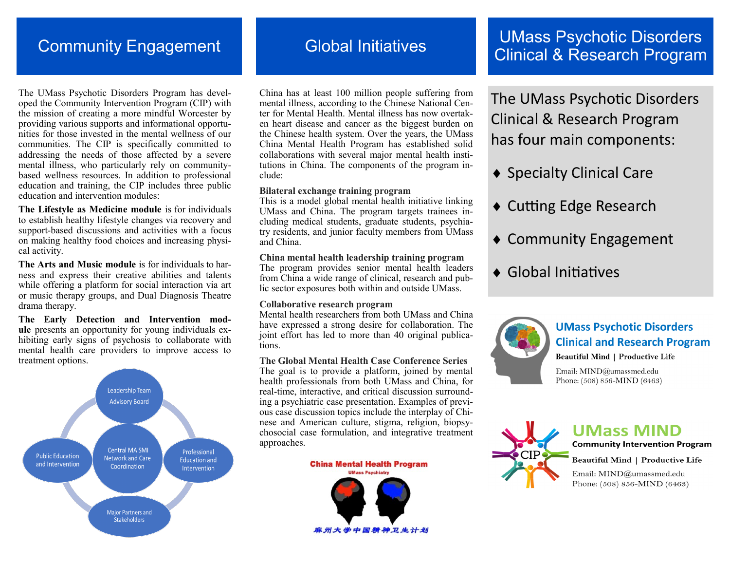## Community Engagement

The UMass Psychotic Disorders Program has developed the Community Intervention Program (CIP) with the mission of creating a more mindful Worcester by providing various supports and informational opportunities for those invested in the mental wellness of our communities. The CIP is specifically committed to addressing the needs of those affected by a severe mental illness, who particularly rely on community-based wellness resources. In addition to professional education and training, the CIP includes three public education and intervention modules:

**The Lifestyle as Medicine module** is for individuals to establish healthy lifestyle changes via recovery and support-based discussions and activities with a focus on making healthy food choices and increasing physical activity.

**The Arts and Music module** is for individuals to harness and express their creative abilities and talents while offering a platform for social interaction via art or music therapy groups, and Dual Diagnosis Theatre drama therapy.

**The Early Detection and Intervention module** presents an opportunity for young individuals exhibiting early signs of psychosis to collaborate with mental health care providers to improve access to treatment options.

Leadership Team
Advisory Board

Public Education and Intervention

Central MA SMI Network and Care Coordination

Professional Education and Intervention

Major Partners and Stakeholders

## Global Initiatives

China has at least 100 million people suffering from mental illness, according to the Chinese National Center for Mental Health. Mental illness has now overtaken heart disease and cancer as the biggest burden on the Chinese health system. Over the years, the UMass China Mental Health Program has established solid collaborations with several major mental health institutions in China. The components of the program include:

**Bilateral exchange training program**
This is a model global mental health initiative linking UMass and China. The program targets trainees including medical students, graduate students, psychiatry residents, and junior faculty members from UMass and China.

**China mental health leadership training program**
The program provides senior mental health leaders from China a wide range of clinical, research and public sector exposures both within and outside UMass.

**Collaborative research program**
Mental health researchers from both UMass and China have expressed a strong desire for collaboration. The joint effort has led to more than 40 original publications.

**The Global Mental Health Case Conference Series**
The goal is to provide a platform, joined by mental health professionals from both UMass and China, for real-time, interactive, and critical discussion surrounding a psychiatric case presentation. Examples of previous case discussion topics include the interplay of Chinese and American culture, stigma, religion, biopsychosocial case formulation, and integrative treatment approaches.

**China Mental Health Program**
UMass Psychiatry
麻州大学中国精神卫生计划

## UMass Psychotic Disorders Clinical & Research Program

The UMass Psychotic Disorders Clinical & Research Program has four main components:

- Specialty Clinical Care
- Cutting Edge Research
- Community Engagement
- Global Initiatives

**UMass Psychotic Disorders Clinical and Research Program**
**Beautiful Mind | Productive Life**
Email: MIND@umassmed.edu
Phone: (508) 856-MIND (6463)

**UMass MIND**
**Community Intervention Program**
CIP
**Beautiful Mind | Productive Life**
Email: MIND@umassmed.edu
Phone: (508) 856-MIND (6463)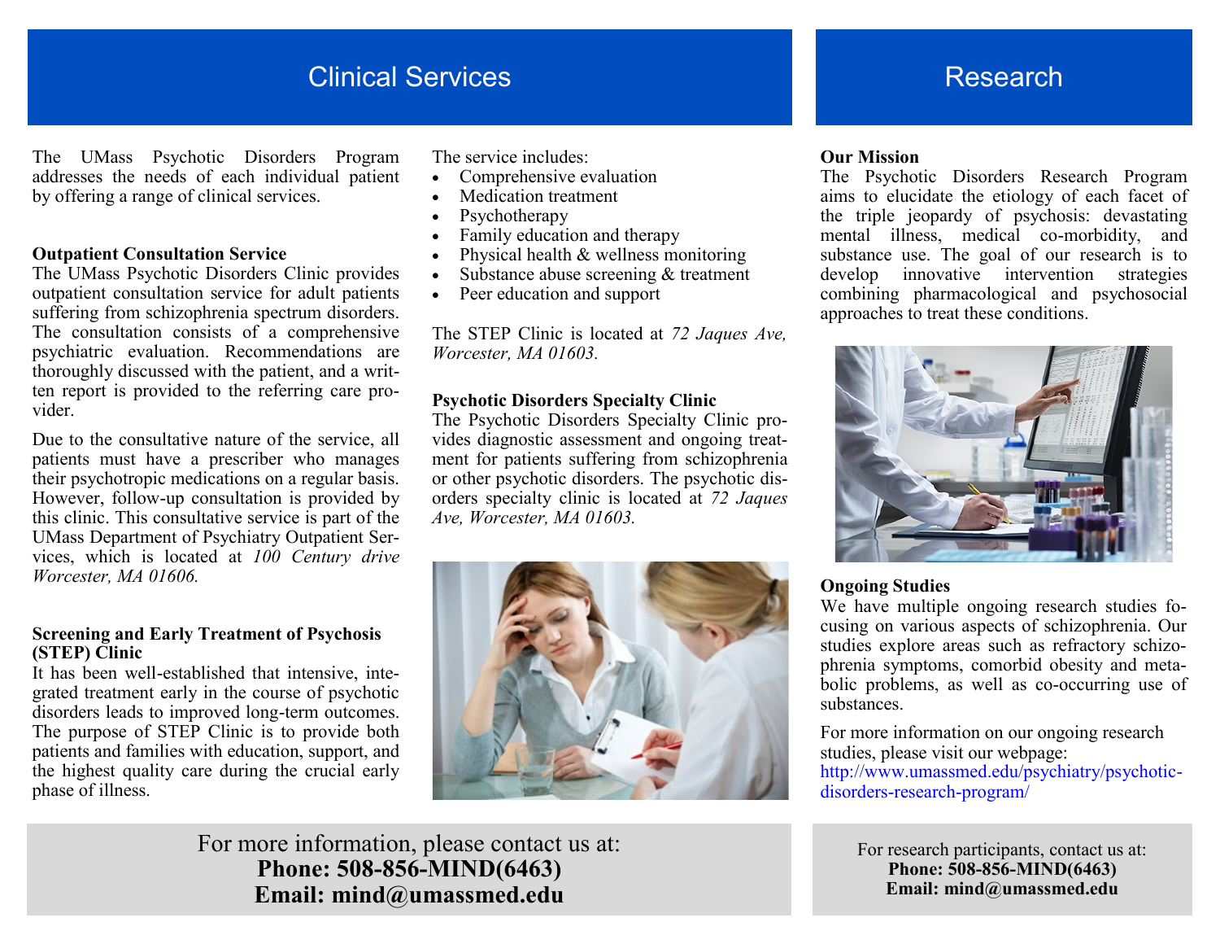# Clinical Services

The UMass Psychotic Disorders Program addresses the needs of each individual patient by offering a range of clinical services.

**Outpatient Consultation Service**

The UMass Psychotic Disorders Clinic provides outpatient consultation service for adult patients suffering from schizophrenia spectrum disorders. The consultation consists of a comprehensive psychiatric evaluation. Recommendations are thoroughly discussed with the patient, and a written report is provided to the referring care provider.

Due to the consultative nature of the service, all patients must have a prescriber who manages their psychotropic medications on a regular basis. However, follow-up consultation is provided by this clinic. This consultative service is part of the UMass Department of Psychiatry Outpatient Services, which is located at *100 Century drive Worcester, MA 01606.*

**Screening and Early Treatment of Psychosis (STEP) Clinic**

It has been well-established that intensive, integrated treatment early in the course of psychotic disorders leads to improved long-term outcomes. The purpose of STEP Clinic is to provide both patients and families with education, support, and the highest quality care during the crucial early phase of illness.

The service includes:

- Comprehensive evaluation
- Medication treatment
- Psychotherapy
- Family education and therapy
- Physical health & wellness monitoring
- Substance abuse screening & treatment
- Peer education and support

The STEP Clinic is located at *72 Jaques Ave, Worcester, MA 01603.*

**Psychotic Disorders Specialty Clinic**

The Psychotic Disorders Specialty Clinic provides diagnostic assessment and ongoing treatment for patients suffering from schizophrenia or other psychotic disorders. The psychotic disorders specialty clinic is located at *72 Jaques Ave, Worcester, MA 01603.*

For more information, please contact us at:
**Phone: 508-856-MIND(6463)**
**Email: mind@umassmed.edu**

# Research

**Our Mission**

The Psychotic Disorders Research Program aims to elucidate the etiology of each facet of the triple jeopardy of psychosis: devastating mental illness, medical co-morbidity, and substance use. The goal of our research is to develop innovative intervention strategies combining pharmacological and psychosocial approaches to treat these conditions.

**Ongoing Studies**

We have multiple ongoing research studies focusing on various aspects of schizophrenia. Our studies explore areas such as refractory schizophrenia symptoms, comorbid obesity and metabolic problems, as well as co-occurring use of substances.

For more information on our ongoing research studies, please visit our webpage:
http://www.umassmed.edu/psychiatry/psychotic-disorders-research-program/

For research participants, contact us at:
**Phone: 508-856-MIND(6463)**
**Email: mind@umassmed.edu**